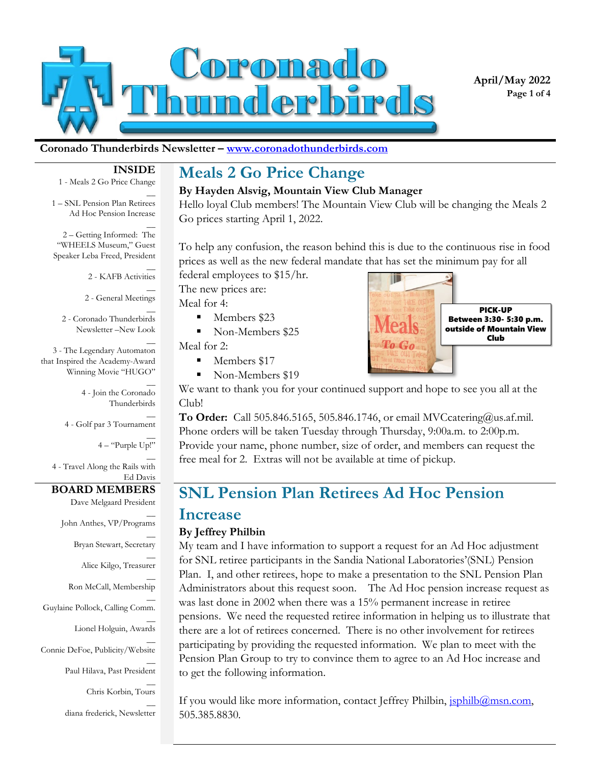# Coronado Thunderbirds

**April/May 2022**

**Coronado Thunderbirds Newsletter – www.coronadothunderbirds.com**

**INSIDE**

1 - Meals 2 Go Price Change

1 – SNL Pension Plan Retirees Ad Hoc Pension Increase

2 – Getting Informed: The "WHEELS Museum," Guest Speaker Leba Freed, President

2 - KAFB Activities

2 - General Meetings

2 - Coronado Thunderbirds Newsletter –New Look

3 - The Legendary Automaton that Inspired the Academy-Award Winning Movie "HUGO"

4 - Join the Coronado Thunderbirds

4 - Golf par 3 Tournament

4 – "Purple Up!"

4 - Travel Along the Rails with Ed Davis

**BOARD MEMBERS**

Dave Melgaard President

John Anthes, VP/Programs

Bryan Stewart, Secretary

Alice Kilgo, Treasurer

Ron McCall, Membership

Guylaine Pollock, Calling Comm.

Lionel Holguin, Awards

Connie DeFoe, Publicity/Website

Paul Hilava, Past President

Chris Korbin, Tours

diana frederick, Newsletter

## Meals 2 Go Price Change

**By Hayden Alsvig, Mountain View Club Manager**

Hello loyal Club members! The Mountain View Club will be changing the Meals 2 Go prices starting April 1, 2022.

To help any confusion, the reason behind this is due to the continuous rise in food prices as well as the new federal mandate that has set the minimum pay for all federal employees to $15/hr.

The new prices are:

Meal for 4:

- Members $23
- Non-Members $25

Meal for 2:

- Members $17
- Non-Members $19

**PICK-UP Between 3:30- 5:30 p.m. outside of Mountain View Club**

We want to thank you for your continued support and hope to see you all at the Club!

**To Order:** Call 505.846.5165, 505.846.1746, or email MVCcatering@us.af.mil. Phone orders will be taken Tuesday through Thursday, 9:00a.m. to 2:00p.m. Provide your name, phone number, size of order, and members can request the free meal for 2. Extras will not be available at time of pickup.

## SNL Pension Plan Retirees Ad Hoc Pension Increase

**By Jeffrey Philbin**

My team and I have information to support a request for an Ad Hoc adjustment for SNL retiree participants in the Sandia National Laboratories'(SNL) Pension Plan. I, and other retirees, hope to make a presentation to the SNL Pension Plan Administrators about this request soon. The Ad Hoc pension increase request as was last done in 2002 when there was a 15% permanent increase in retiree pensions. We need the requested retiree information in helping us to illustrate that there are a lot of retirees concerned. There is no other involvement for retirees participating by providing the requested information. We plan to meet with the Pension Plan Group to try to convince them to agree to an Ad Hoc increase and to get the following information.

If you would like more information, contact Jeffrey Philbin, jsphilb@msn.com, 505.385.8830.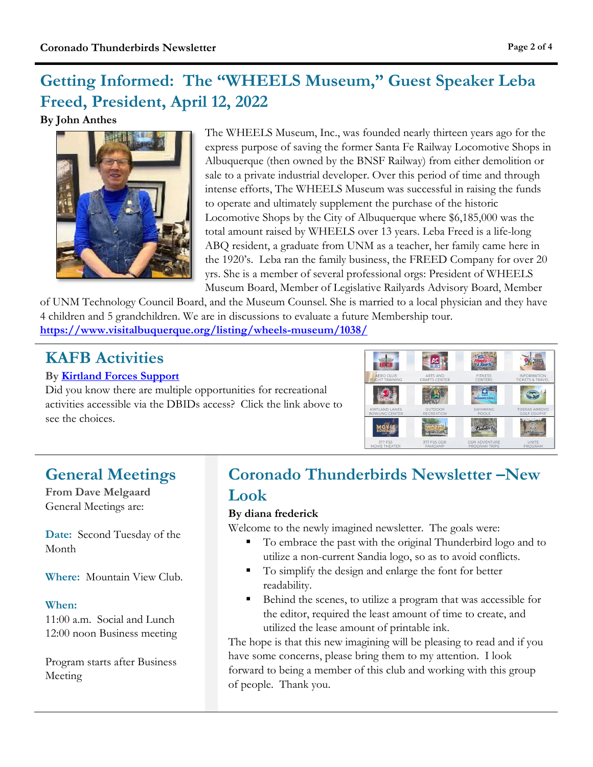## Getting Informed: The "WHEELS Museum," Guest Speaker Leba Freed, President, April 12, 2022

**By John Anthes**

The WHEELS Museum, Inc., was founded nearly thirteen years ago for the express purpose of saving the former Santa Fe Railway Locomotive Shops in Albuquerque (then owned by the BNSF Railway) from either demolition or sale to a private industrial developer. Over this period of time and through intense efforts, The WHEELS Museum was successful in raising the funds to operate and ultimately supplement the purchase of the historic Locomotive Shops by the City of Albuquerque where $6,185,000 was the total amount raised by WHEELS over 13 years. Leba Freed is a life-long ABQ resident, a graduate from UNM as a teacher, her family came here in the 1920's. Leba ran the family business, the FREED Company for over 20 yrs. She is a member of several professional orgs: President of WHEELS Museum Board, Member of Legislative Railyards Advisory Board, Member of UNM Technology Council Board, and the Museum Counsel. She is married to a local physician and they have 4 children and 5 grandchildren. We are in discussions to evaluate a future Membership tour.

https://www.visitalbuquerque.org/listing/wheels-museum/1038/

## KAFB Activities

**By Kirtland Forces Support**

Did you know there are multiple opportunities for recreational activities accessible via the DBIDs access? Click the link above to see the choices.

AERO CLUB FLIGHT TRAINING | ARTS AND CRAFTS CENTER | FITNESS CENTERS | INFORMATION TICKETS & TRAVEL | KIRTLAND LANES BOWLING CENTER | OUTDOOR RECREATION | SWIMMING POOLS | TIJERAS ARROYO GOLF COURSE | 377 FSS MOVIE THEATER | 377 FSS ODR FAMCAMP | ODR ADVENTURE PROGRAM TRIPS | UNITE PROGRAM

## General Meetings

**From Dave Melgaard**

General Meetings are:

**Date:** Second Tuesday of the Month

**Where:** Mountain View Club.

**When:**
11:00 a.m. Social and Lunch
12:00 noon Business meeting

Program starts after Business Meeting

## Coronado Thunderbirds Newsletter –New Look

**By diana frederick**

Welcome to the newly imagined newsletter. The goals were:

- To embrace the past with the original Thunderbird logo and to utilize a non-current Sandia logo, so as to avoid conflicts.
- To simplify the design and enlarge the font for better readability.
- Behind the scenes, to utilize a program that was accessible for the editor, required the least amount of time to create, and utilized the lease amount of printable ink.

The hope is that this new imagining will be pleasing to read and if you have some concerns, please bring them to my attention. I look forward to being a member of this club and working with this group of people. Thank you.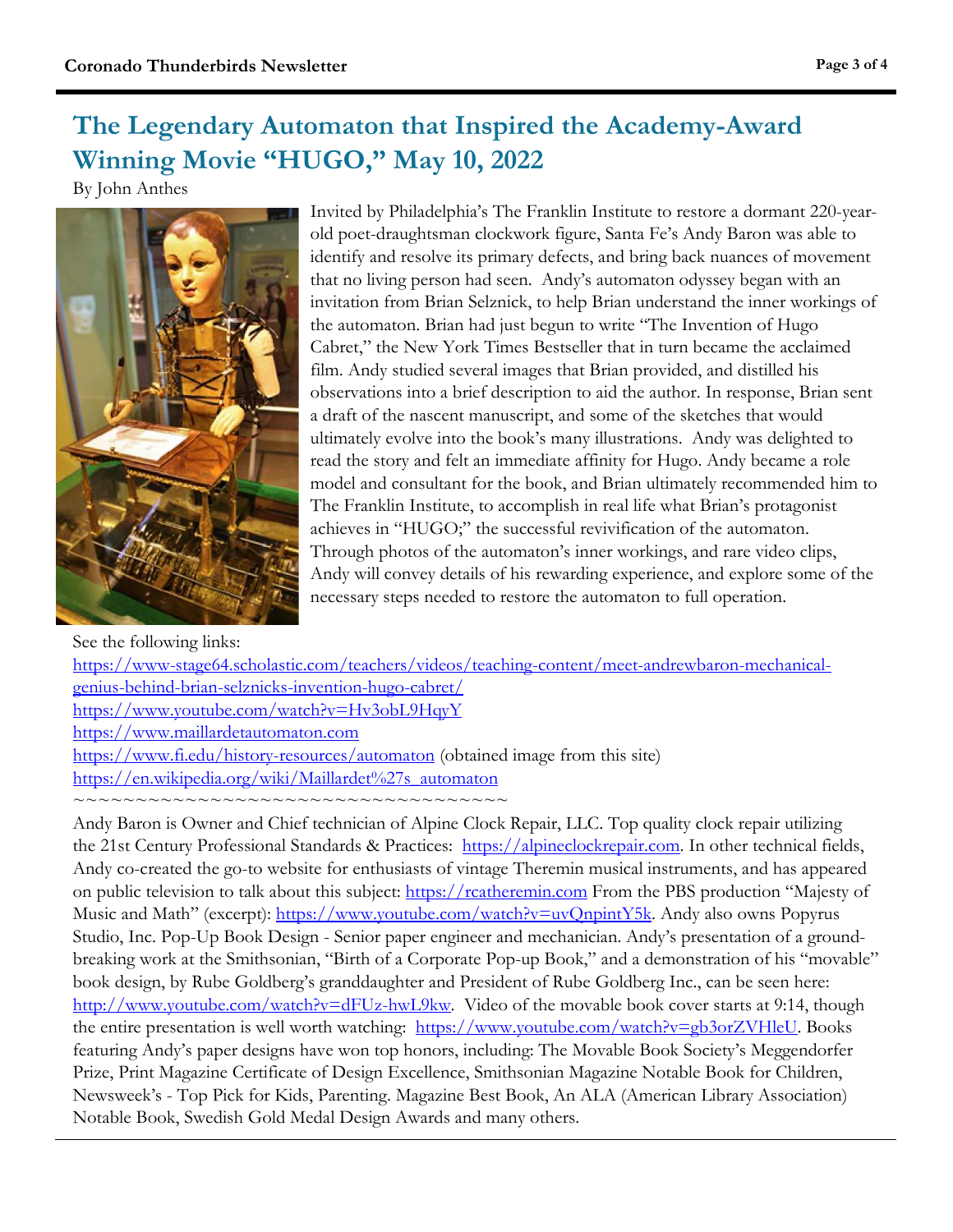## The Legendary Automaton that Inspired the Academy-Award Winning Movie "HUGO," May 10, 2022

By John Anthes

Invited by Philadelphia's The Franklin Institute to restore a dormant 220-year-old poet-draughtsman clockwork figure, Santa Fe's Andy Baron was able to identify and resolve its primary defects, and bring back nuances of movement that no living person had seen. Andy's automaton odyssey began with an invitation from Brian Selznick, to help Brian understand the inner workings of the automaton. Brian had just begun to write "The Invention of Hugo Cabret," the New York Times Bestseller that in turn became the acclaimed film. Andy studied several images that Brian provided, and distilled his observations into a brief description to aid the author. In response, Brian sent a draft of the nascent manuscript, and some of the sketches that would ultimately evolve into the book's many illustrations. Andy was delighted to read the story and felt an immediate affinity for Hugo. Andy became a role model and consultant for the book, and Brian ultimately recommended him to The Franklin Institute, to accomplish in real life what Brian's protagonist achieves in "HUGO;" the successful revivification of the automaton. Through photos of the automaton's inner workings, and rare video clips, Andy will convey details of his rewarding experience, and explore some of the necessary steps needed to restore the automaton to full operation.

See the following links:
https://www-stage64.scholastic.com/teachers/videos/teaching-content/meet-andrewbaron-mechanical-genius-behind-brian-selznicks-invention-hugo-cabret/
https://www.youtube.com/watch?v=Hv3obL9HqyY
https://www.maillardetautomaton.com
https://www.fi.edu/history-resources/automaton (obtained image from this site)
https://en.wikipedia.org/wiki/Maillardet%27s_automaton

~~~~~~~~~~~~~~~~~~~~~~~~~~~~~~~~~~~~~~

Andy Baron is Owner and Chief technician of Alpine Clock Repair, LLC. Top quality clock repair utilizing the 21st Century Professional Standards & Practices: https://alpineclockrepair.com. In other technical fields, Andy co-created the go-to website for enthusiasts of vintage Theremin musical instruments, and has appeared on public television to talk about this subject: https://rcatheremin.com From the PBS production "Majesty of Music and Math" (excerpt): https://www.youtube.com/watch?v=uvQnpintY5k. Andy also owns Popyrus Studio, Inc. Pop-Up Book Design - Senior paper engineer and mechanician. Andy's presentation of a ground-breaking work at the Smithsonian, "Birth of a Corporate Pop-up Book," and a demonstration of his "movable" book design, by Rube Goldberg's granddaughter and President of Rube Goldberg Inc., can be seen here: http://www.youtube.com/watch?v=dFUz-hwL9kw. Video of the movable book cover starts at 9:14, though the entire presentation is well worth watching: https://www.youtube.com/watch?v=gb3orZVHleU. Books featuring Andy's paper designs have won top honors, including: The Movable Book Society's Meggendorfer Prize, Print Magazine Certificate of Design Excellence, Smithsonian Magazine Notable Book for Children, Newsweek's - Top Pick for Kids, Parenting. Magazine Best Book, An ALA (American Library Association) Notable Book, Swedish Gold Medal Design Awards and many others.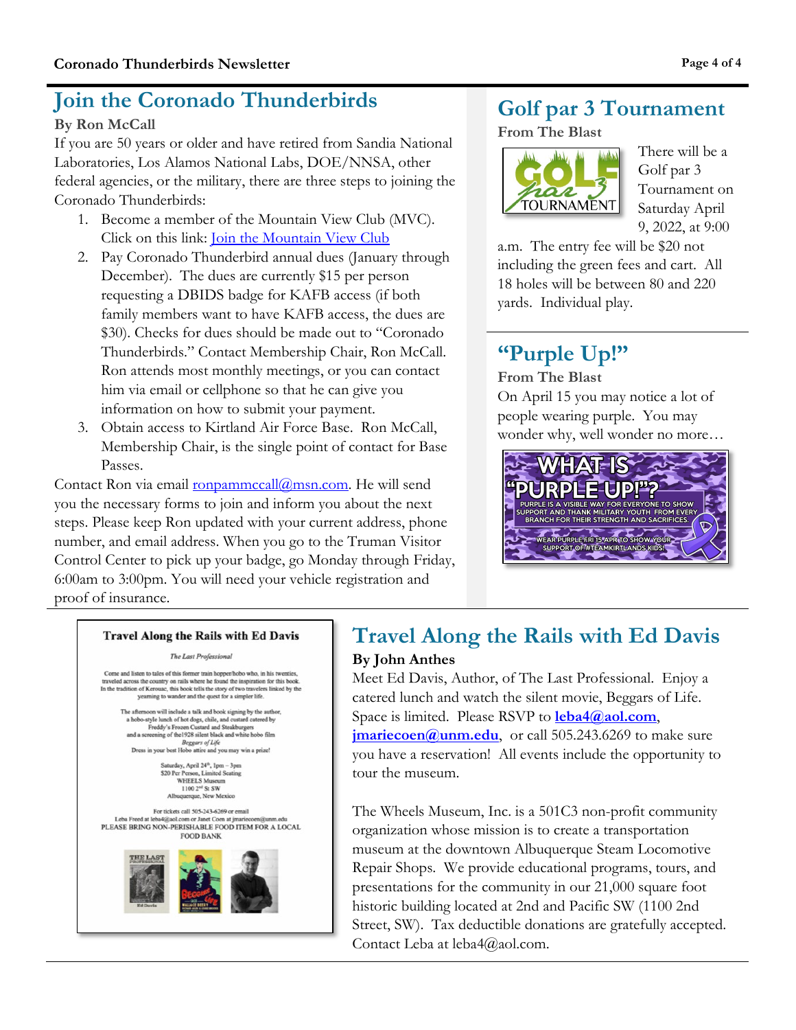## Join the Coronado Thunderbirds

**By Ron McCall**

If you are 50 years or older and have retired from Sandia National Laboratories, Los Alamos National Labs, DOE/NNSA, other federal agencies, or the military, there are three steps to joining the Coronado Thunderbirds:

1. Become a member of the Mountain View Club (MVC). Click on this link: Join the Mountain View Club
2. Pay Coronado Thunderbird annual dues (January through December). The dues are currently $15 per person requesting a DBIDS badge for KAFB access (if both family members want to have KAFB access, the dues are $30). Checks for dues should be made out to "Coronado Thunderbirds." Contact Membership Chair, Ron McCall. Ron attends most monthly meetings, or you can contact him via email or cellphone so that he can give you information on how to submit your payment.
3. Obtain access to Kirtland Air Force Base. Ron McCall, Membership Chair, is the single point of contact for Base Passes.

Contact Ron via email ronpammccall@msn.com. He will send you the necessary forms to join and inform you about the next steps. Please keep Ron updated with your current address, phone number, and email address. When you go to the Truman Visitor Control Center to pick up your badge, go Monday through Friday, 6:00am to 3:00pm. You will need your vehicle registration and proof of insurance.

## Golf par 3 Tournament

**From The Blast**

There will be a Golf par 3 Tournament on Saturday April 9, 2022, at 9:00 a.m. The entry fee will be $20 not including the green fees and cart. All 18 holes will be between 80 and 220 yards. Individual play.

## "Purple Up!"

**From The Blast**

On April 15 you may notice a lot of people wearing purple. You may wonder why, well wonder no more…

WHAT IS "PURPLE UP!"?

PURPLE IS A VISIBLE WAY FOR EVERYONE TO SHOW SUPPORT AND THANK MILITARY YOUTH FROM EVERY BRANCH FOR THEIR STRENGTH AND SACRIFICES.

WEAR PURPLE FRI 15 APR TO SHOW YOUR SUPPORT OF #TEAMKIRTLANDS KIDS!

**Travel Along the Rails with Ed Davis**

*The Last Professional*

Come and listen to tales of this former train hopper/hobo who, in his twenties, traveled across the country on rails where he found the inspiration for this book. In the tradition of Kerouac, this book tells the story of two travelers linked by the yearning to wander and the quest for a simpler life.

The afternoon will include a talk and book signing by the author, a hobo-style lunch of hot dogs, chile, and custard catered by Freddy's Frozen Custard and Steakburgers and a screening of the 1928 silent black and white hobo film *Beggars of Life*

Dress in your best Hobo attire and you may win a prize!

Saturday, April 24th, 1pm – 3pm
$20 Per Person, Limited Seating
WHEELS Museum
1100 2nd St SW
Albuquerque, New Mexico

For tickets call 505-243-6269 or email Leba Freed at leba4@aol.com or Janet Coen at jmariecoen@unm.edu

PLEASE BRING NON-PERISHABLE FOOD ITEM FOR A LOCAL FOOD BANK

## Travel Along the Rails with Ed Davis

**By John Anthes**

Meet Ed Davis, Author, of The Last Professional. Enjoy a catered lunch and watch the silent movie, Beggars of Life. Space is limited. Please RSVP to **leba4@aol.com**, **jmariecoen@unm.edu**, or call 505.243.6269 to make sure you have a reservation! All events include the opportunity to tour the museum.

The Wheels Museum, Inc. is a 501C3 non-profit community organization whose mission is to create a transportation museum at the downtown Albuquerque Steam Locomotive Repair Shops. We provide educational programs, tours, and presentations for the community in our 21,000 square foot historic building located at 2nd and Pacific SW (1100 2nd Street, SW). Tax deductible donations are gratefully accepted. Contact Leba at leba4@aol.com.